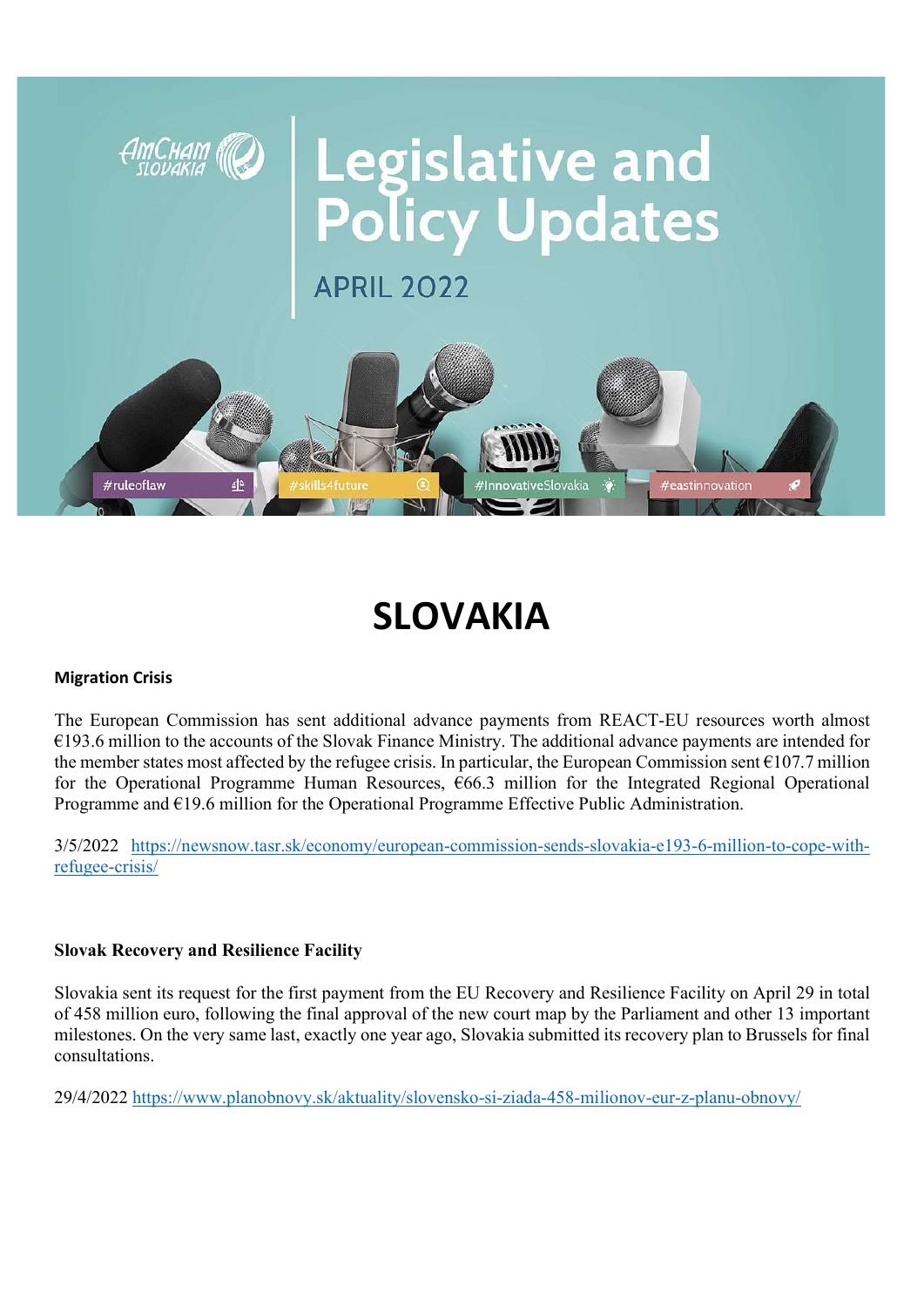# Legislative and Policy Updates

APRIL 2022

#ruleoflaw #skills4future #InnovativeSlovakia #eastinnovation

# SLOVAKIA

**Migration Crisis**

The European Commission has sent additional advance payments from REACT-EU resources worth almost €193.6 million to the accounts of the Slovak Finance Ministry. The additional advance payments are intended for the member states most affected by the refugee crisis. In particular, the European Commission sent €107.7 million for the Operational Programme Human Resources, €66.3 million for the Integrated Regional Operational Programme and €19.6 million for the Operational Programme Effective Public Administration.

3/5/2022 https://newsnow.tasr.sk/economy/european-commission-sends-slovakia-e193-6-million-to-cope-with-refugee-crisis/

**Slovak Recovery and Resilience Facility**

Slovakia sent its request for the first payment from the EU Recovery and Resilience Facility on April 29 in total of 458 million euro, following the final approval of the new court map by the Parliament and other 13 important milestones. On the very same last, exactly one year ago, Slovakia submitted its recovery plan to Brussels for final consultations.

29/4/2022 https://www.planobnovy.sk/aktuality/slovensko-si-ziada-458-milionov-eur-z-planu-obnovy/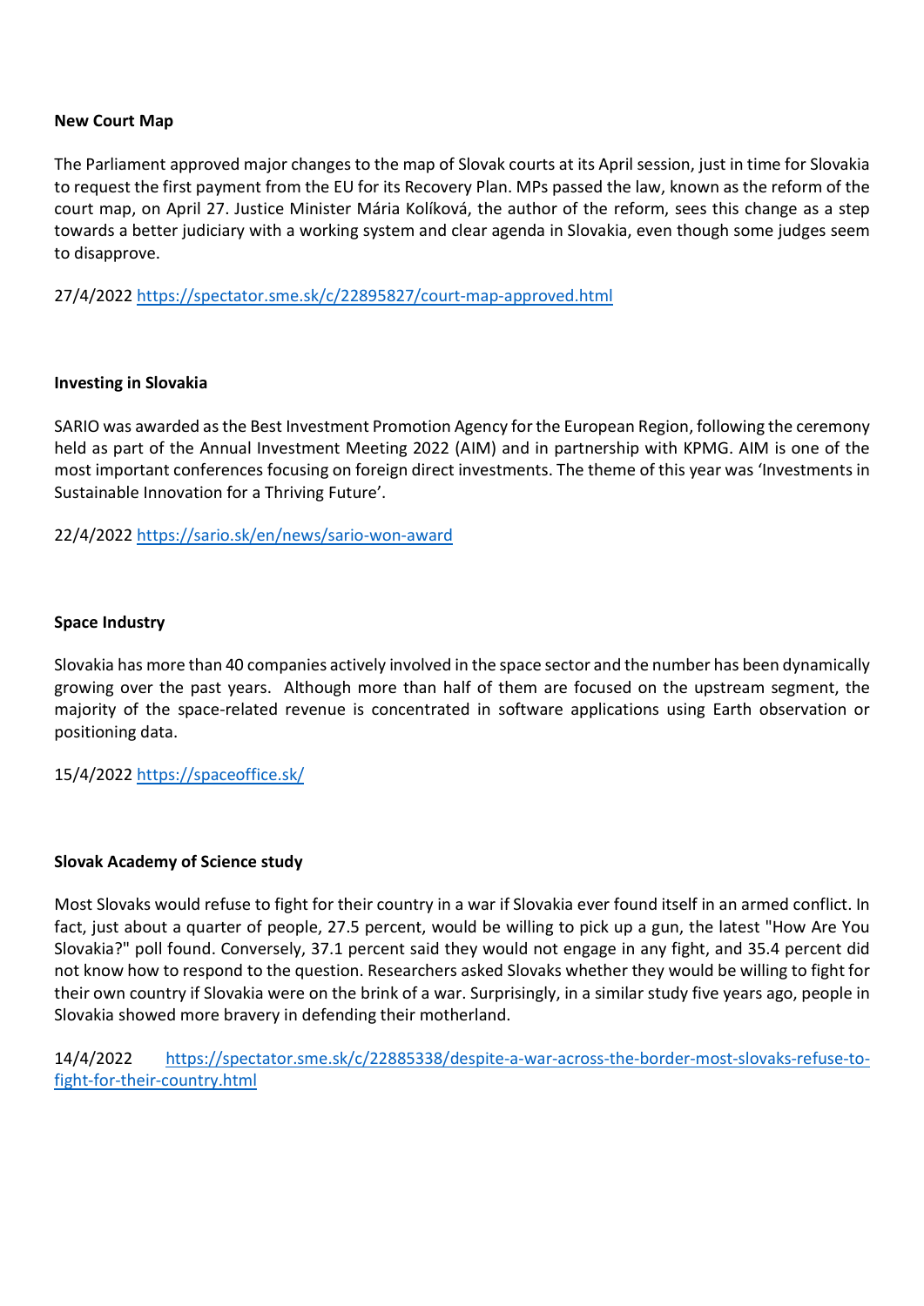**New Court Map**

The Parliament approved major changes to the map of Slovak courts at its April session, just in time for Slovakia to request the first payment from the EU for its Recovery Plan. MPs passed the law, known as the reform of the court map, on April 27. Justice Minister Mária Kolíková, the author of the reform, sees this change as a step towards a better judiciary with a working system and clear agenda in Slovakia, even though some judges seem to disapprove.

27/4/2022 [https://spectator.sme.sk/c/22895827/court-map-approved.html](https://spectator.sme.sk/c/22895827/court-map-approved.html)

**Investing in Slovakia**

SARIO was awarded as the Best Investment Promotion Agency for the European Region, following the ceremony held as part of the Annual Investment Meeting 2022 (AIM) and in partnership with KPMG. AIM is one of the most important conferences focusing on foreign direct investments. The theme of this year was 'Investments in Sustainable Innovation for a Thriving Future'.

22/4/2022 [https://sario.sk/en/news/sario-won-award](https://sario.sk/en/news/sario-won-award)

**Space Industry**

Slovakia has more than 40 companies actively involved in the space sector and the number has been dynamically growing over the past years. Although more than half of them are focused on the upstream segment, the majority of the space-related revenue is concentrated in software applications using Earth observation or positioning data.

15/4/2022 [https://spaceoffice.sk/](https://spaceoffice.sk/)

**Slovak Academy of Science study**

Most Slovaks would refuse to fight for their country in a war if Slovakia ever found itself in an armed conflict. In fact, just about a quarter of people, 27.5 percent, would be willing to pick up a gun, the latest "How Are You Slovakia?" poll found. Conversely, 37.1 percent said they would not engage in any fight, and 35.4 percent did not know how to respond to the question. Researchers asked Slovaks whether they would be willing to fight for their own country if Slovakia were on the brink of a war. Surprisingly, in a similar study five years ago, people in Slovakia showed more bravery in defending their motherland.

14/4/2022 [https://spectator.sme.sk/c/22885338/despite-a-war-across-the-border-most-slovaks-refuse-to-fight-for-their-country.html](https://spectator.sme.sk/c/22885338/despite-a-war-across-the-border-most-slovaks-refuse-to-fight-for-their-country.html)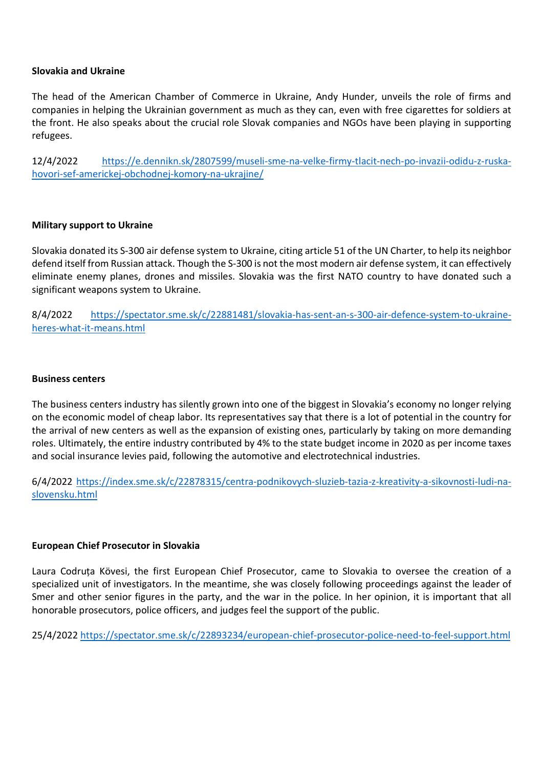**Slovakia and Ukraine**

The head of the American Chamber of Commerce in Ukraine, Andy Hunder, unveils the role of firms and companies in helping the Ukrainian government as much as they can, even with free cigarettes for soldiers at the front. He also speaks about the crucial role Slovak companies and NGOs have been playing in supporting refugees.

12/4/2022 https://e.dennikn.sk/2807599/museli-sme-na-velke-firmy-tlacit-nech-po-invazii-odidu-z-ruska-hovori-sef-americkej-obchodnej-komory-na-ukrajine/

**Military support to Ukraine**

Slovakia donated its S-300 air defense system to Ukraine, citing article 51 of the UN Charter, to help its neighbor defend itself from Russian attack. Though the S-300 is not the most modern air defense system, it can effectively eliminate enemy planes, drones and missiles. Slovakia was the first NATO country to have donated such a significant weapons system to Ukraine.

8/4/2022 https://spectator.sme.sk/c/22881481/slovakia-has-sent-an-s-300-air-defence-system-to-ukraine-heres-what-it-means.html

**Business centers**

The business centers industry has silently grown into one of the biggest in Slovakia's economy no longer relying on the economic model of cheap labor. Its representatives say that there is a lot of potential in the country for the arrival of new centers as well as the expansion of existing ones, particularly by taking on more demanding roles. Ultimately, the entire industry contributed by 4% to the state budget income in 2020 as per income taxes and social insurance levies paid, following the automotive and electrotechnical industries.

6/4/2022 https://index.sme.sk/c/22878315/centra-podnikovych-sluzieb-tazia-z-kreativity-a-sikovnosti-ludi-na-slovensku.html

**European Chief Prosecutor in Slovakia**

Laura Codruța Kövesi, the first European Chief Prosecutor, came to Slovakia to oversee the creation of a specialized unit of investigators. In the meantime, she was closely following proceedings against the leader of Smer and other senior figures in the party, and the war in the police. In her opinion, it is important that all honorable prosecutors, police officers, and judges feel the support of the public.

25/4/2022 https://spectator.sme.sk/c/22893234/european-chief-prosecutor-police-need-to-feel-support.html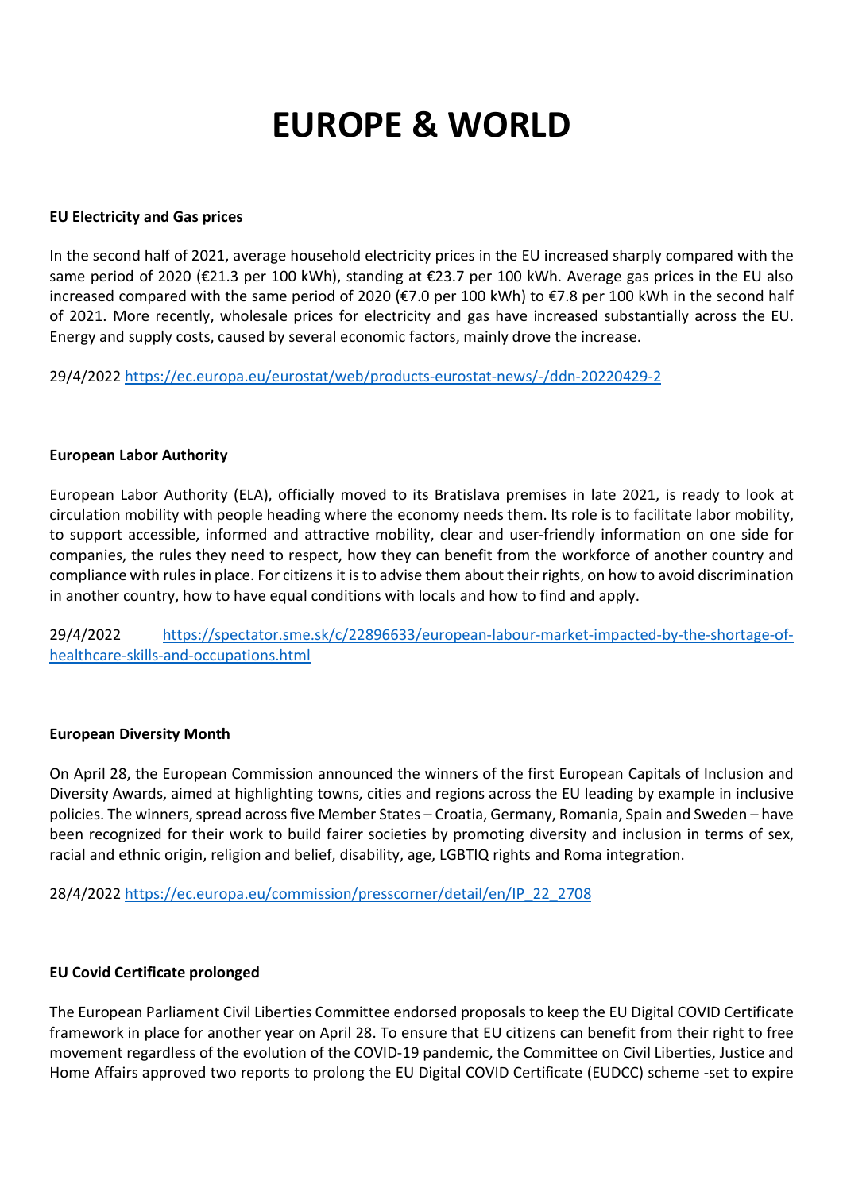# EUROPE & WORLD

**EU Electricity and Gas prices**

In the second half of 2021, average household electricity prices in the EU increased sharply compared with the same period of 2020 (€21.3 per 100 kWh), standing at €23.7 per 100 kWh. Average gas prices in the EU also increased compared with the same period of 2020 (€7.0 per 100 kWh) to €7.8 per 100 kWh in the second half of 2021. More recently, wholesale prices for electricity and gas have increased substantially across the EU. Energy and supply costs, caused by several economic factors, mainly drove the increase.

29/4/2022 https://ec.europa.eu/eurostat/web/products-eurostat-news/-/ddn-20220429-2

**European Labor Authority**

European Labor Authority (ELA), officially moved to its Bratislava premises in late 2021, is ready to look at circulation mobility with people heading where the economy needs them. Its role is to facilitate labor mobility, to support accessible, informed and attractive mobility, clear and user-friendly information on one side for companies, the rules they need to respect, how they can benefit from the workforce of another country and compliance with rules in place. For citizens it is to advise them about their rights, on how to avoid discrimination in another country, how to have equal conditions with locals and how to find and apply.

29/4/2022 https://spectator.sme.sk/c/22896633/european-labour-market-impacted-by-the-shortage-of-healthcare-skills-and-occupations.html

**European Diversity Month**

On April 28, the European Commission announced the winners of the first European Capitals of Inclusion and Diversity Awards, aimed at highlighting towns, cities and regions across the EU leading by example in inclusive policies. The winners, spread across five Member States – Croatia, Germany, Romania, Spain and Sweden – have been recognized for their work to build fairer societies by promoting diversity and inclusion in terms of sex, racial and ethnic origin, religion and belief, disability, age, LGBTIQ rights and Roma integration.

28/4/2022 https://ec.europa.eu/commission/presscorner/detail/en/IP_22_2708

**EU Covid Certificate prolonged**

The European Parliament Civil Liberties Committee endorsed proposals to keep the EU Digital COVID Certificate framework in place for another year on April 28. To ensure that EU citizens can benefit from their right to free movement regardless of the evolution of the COVID-19 pandemic, the Committee on Civil Liberties, Justice and Home Affairs approved two reports to prolong the EU Digital COVID Certificate (EUDCC) scheme -set to expire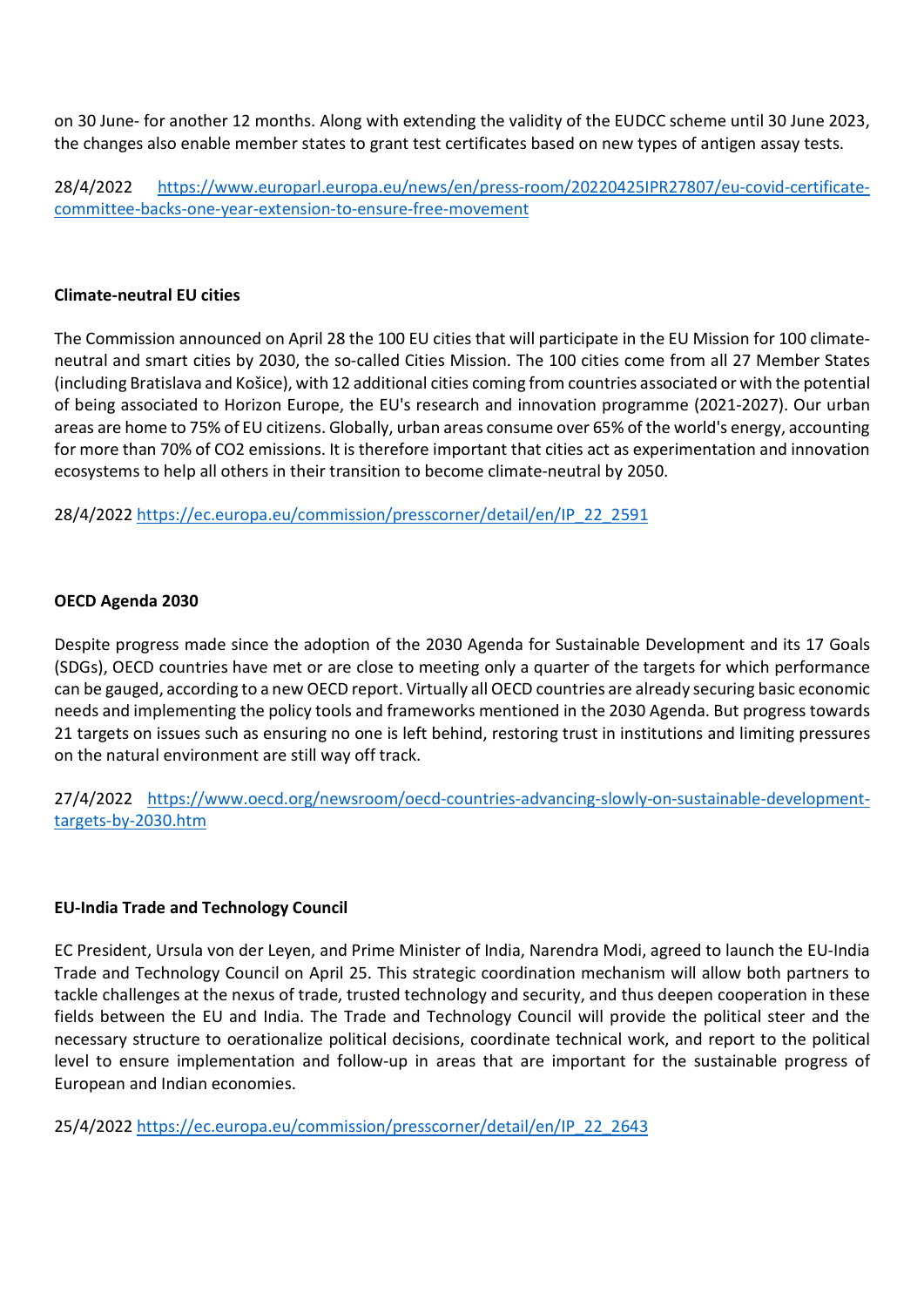on 30 June- for another 12 months. Along with extending the validity of the EUDCC scheme until 30 June 2023, the changes also enable member states to grant test certificates based on new types of antigen assay tests.

28/4/2022 https://www.europarl.europa.eu/news/en/press-room/20220425IPR27807/eu-covid-certificate-committee-backs-one-year-extension-to-ensure-free-movement

**Climate-neutral EU cities**

The Commission announced on April 28 the 100 EU cities that will participate in the EU Mission for 100 climate-neutral and smart cities by 2030, the so-called Cities Mission. The 100 cities come from all 27 Member States (including Bratislava and Košice), with 12 additional cities coming from countries associated or with the potential of being associated to Horizon Europe, the EU's research and innovation programme (2021-2027). Our urban areas are home to 75% of EU citizens. Globally, urban areas consume over 65% of the world's energy, accounting for more than 70% of CO2 emissions. It is therefore important that cities act as experimentation and innovation ecosystems to help all others in their transition to become climate-neutral by 2050.

28/4/2022 https://ec.europa.eu/commission/presscorner/detail/en/IP_22_2591

**OECD Agenda 2030**

Despite progress made since the adoption of the 2030 Agenda for Sustainable Development and its 17 Goals (SDGs), OECD countries have met or are close to meeting only a quarter of the targets for which performance can be gauged, according to a new OECD report. Virtually all OECD countries are already securing basic economic needs and implementing the policy tools and frameworks mentioned in the 2030 Agenda. But progress towards 21 targets on issues such as ensuring no one is left behind, restoring trust in institutions and limiting pressures on the natural environment are still way off track.

27/4/2022 https://www.oecd.org/newsroom/oecd-countries-advancing-slowly-on-sustainable-development-targets-by-2030.htm

**EU-India Trade and Technology Council**

EC President, Ursula von der Leyen, and Prime Minister of India, Narendra Modi, agreed to launch the EU-India Trade and Technology Council on April 25. This strategic coordination mechanism will allow both partners to tackle challenges at the nexus of trade, trusted technology and security, and thus deepen cooperation in these fields between the EU and India. The Trade and Technology Council will provide the political steer and the necessary structure to oerationalize political decisions, coordinate technical work, and report to the political level to ensure implementation and follow-up in areas that are important for the sustainable progress of European and Indian economies.

25/4/2022 https://ec.europa.eu/commission/presscorner/detail/en/IP_22_2643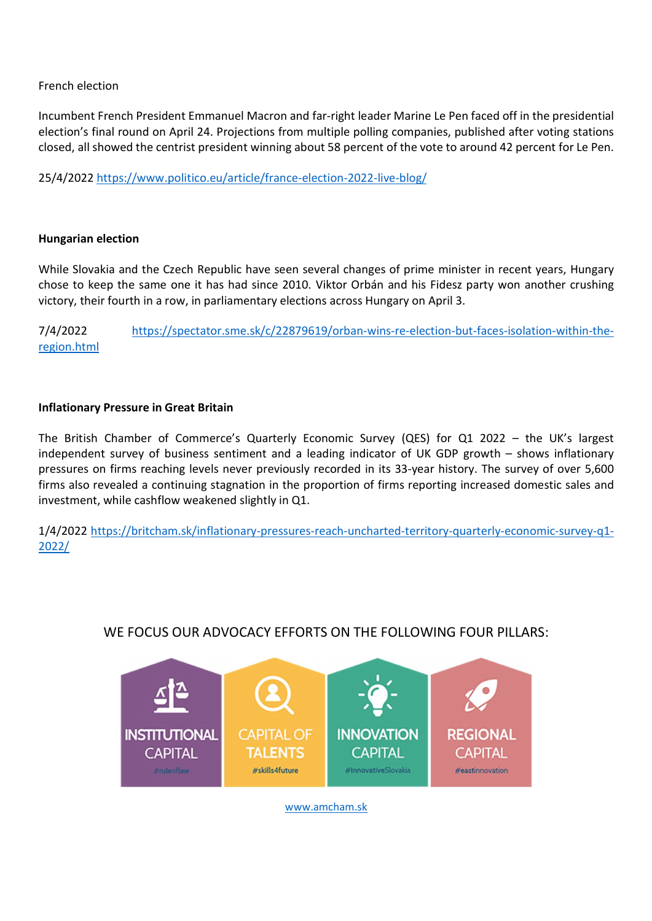French election

Incumbent French President Emmanuel Macron and far-right leader Marine Le Pen faced off in the presidential election's final round on April 24. Projections from multiple polling companies, published after voting stations closed, all showed the centrist president winning about 58 percent of the vote to around 42 percent for Le Pen.

25/4/2022 https://www.politico.eu/article/france-election-2022-live-blog/

**Hungarian election**

While Slovakia and the Czech Republic have seen several changes of prime minister in recent years, Hungary chose to keep the same one it has had since 2010. Viktor Orbán and his Fidesz party won another crushing victory, their fourth in a row, in parliamentary elections across Hungary on April 3.

7/4/2022 https://spectator.sme.sk/c/22879619/orban-wins-re-election-but-faces-isolation-within-the-region.html

**Inflationary Pressure in Great Britain**

The British Chamber of Commerce's Quarterly Economic Survey (QES) for Q1 2022 – the UK's largest independent survey of business sentiment and a leading indicator of UK GDP growth – shows inflationary pressures on firms reaching levels never previously recorded in its 33-year history. The survey of over 5,600 firms also revealed a continuing stagnation in the proportion of firms reporting increased domestic sales and investment, while cashflow weakened slightly in Q1.

1/4/2022 https://britcham.sk/inflationary-pressures-reach-uncharted-territory-quarterly-economic-survey-q1-2022/

WE FOCUS OUR ADVOCACY EFFORTS ON THE FOLLOWING FOUR PILLARS:

INSTITUTIONAL CAPITAL #ruleoflaw

CAPITAL OF TALENTS #skills4future

INNOVATION CAPITAL #InnovativeSlovakia

REGIONAL CAPITAL #eastinnovation

www.amcham.sk